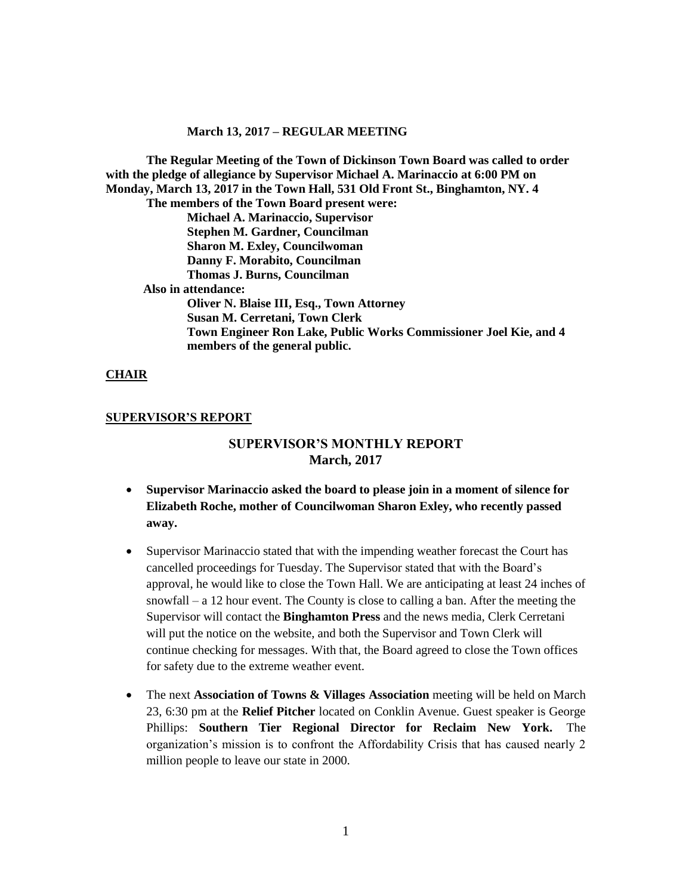**March 13, 2017 – REGULAR MEETING**

**The Regular Meeting of the Town of Dickinson Town Board was called to order with the pledge of allegiance by Supervisor Michael A. Marinaccio at 6:00 PM on Monday, March 13, 2017 in the Town Hall, 531 Old Front St., Binghamton, NY. 4**

**The members of the Town Board present were:**

**Michael A. Marinaccio, Supervisor**
**Stephen M. Gardner, Councilman**
**Sharon M. Exley, Councilwoman**
**Danny F. Morabito, Councilman**
**Thomas J. Burns, Councilman**

**Also in attendance:**

**Oliver N. Blaise III, Esq., Town Attorney**
**Susan M. Cerretani, Town Clerk**
**Town Engineer Ron Lake, Public Works Commissioner Joel Kie, and 4 members of the general public.**

**CHAIR**

**SUPERVISOR'S REPORT**

## SUPERVISOR'S MONTHLY REPORT
## March, 2017

- **Supervisor Marinaccio asked the board to please join in a moment of silence for Elizabeth Roche, mother of Councilwoman Sharon Exley, who recently passed away.**

- Supervisor Marinaccio stated that with the impending weather forecast the Court has cancelled proceedings for Tuesday. The Supervisor stated that with the Board's approval, he would like to close the Town Hall. We are anticipating at least 24 inches of snowfall – a 12 hour event. The County is close to calling a ban. After the meeting the Supervisor will contact the **Binghamton Press** and the news media, Clerk Cerretani will put the notice on the website, and both the Supervisor and Town Clerk will continue checking for messages. With that, the Board agreed to close the Town offices for safety due to the extreme weather event.

- The next **Association of Towns & Villages Association** meeting will be held on March 23, 6:30 pm at the **Relief Pitcher** located on Conklin Avenue. Guest speaker is George Phillips: **Southern Tier Regional Director for Reclaim New York.** The organization's mission is to confront the Affordability Crisis that has caused nearly 2 million people to leave our state in 2000.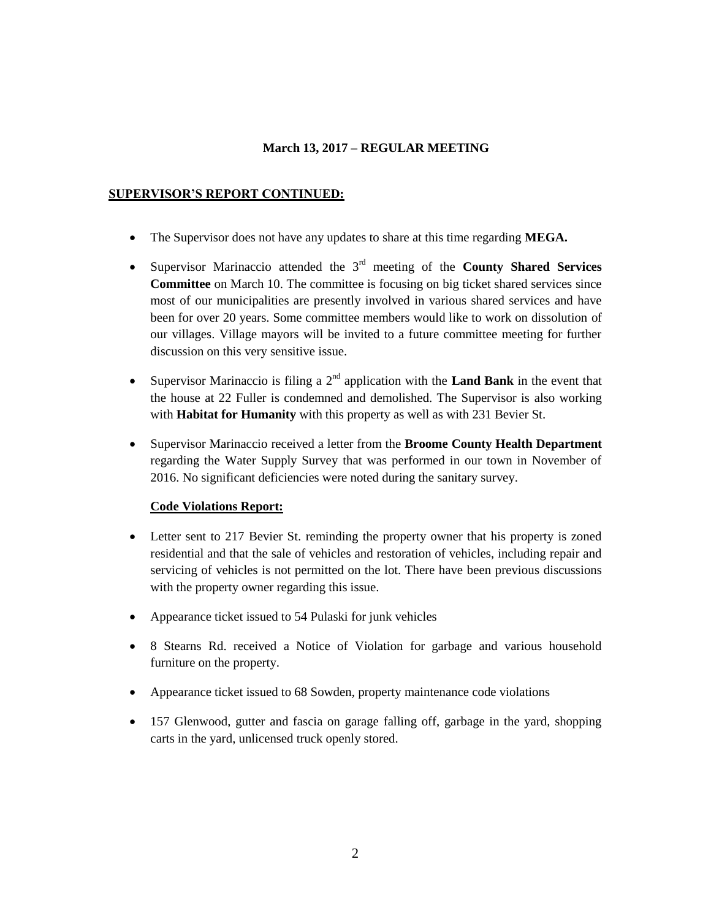**March 13, 2017 – REGULAR MEETING**

**SUPERVISOR'S REPORT CONTINUED:**

- The Supervisor does not have any updates to share at this time regarding **MEGA.**
- Supervisor Marinaccio attended the 3rd meeting of the **County Shared Services Committee** on March 10. The committee is focusing on big ticket shared services since most of our municipalities are presently involved in various shared services and have been for over 20 years. Some committee members would like to work on dissolution of our villages. Village mayors will be invited to a future committee meeting for further discussion on this very sensitive issue.
- Supervisor Marinaccio is filing a 2nd application with the **Land Bank** in the event that the house at 22 Fuller is condemned and demolished. The Supervisor is also working with **Habitat for Humanity** with this property as well as with 231 Bevier St.
- Supervisor Marinaccio received a letter from the **Broome County Health Department** regarding the Water Supply Survey that was performed in our town in November of 2016. No significant deficiencies were noted during the sanitary survey.

**Code Violations Report:**

- Letter sent to 217 Bevier St. reminding the property owner that his property is zoned residential and that the sale of vehicles and restoration of vehicles, including repair and servicing of vehicles is not permitted on the lot. There have been previous discussions with the property owner regarding this issue.
- Appearance ticket issued to 54 Pulaski for junk vehicles
- 8 Stearns Rd. received a Notice of Violation for garbage and various household furniture on the property.
- Appearance ticket issued to 68 Sowden, property maintenance code violations
- 157 Glenwood, gutter and fascia on garage falling off, garbage in the yard, shopping carts in the yard, unlicensed truck openly stored.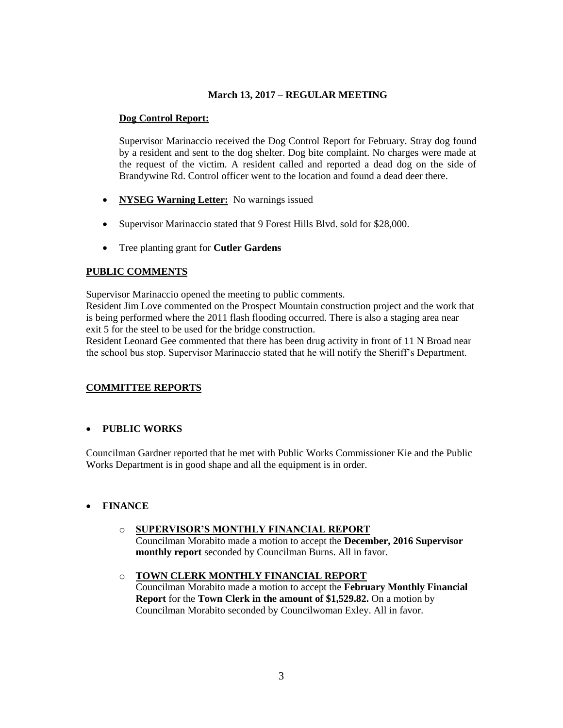**March 13, 2017 – REGULAR MEETING**

**Dog Control Report:**

Supervisor Marinaccio received the Dog Control Report for February. Stray dog found by a resident and sent to the dog shelter. Dog bite complaint. No charges were made at the request of the victim. A resident called and reported a dead dog on the side of Brandywine Rd. Control officer went to the location and found a dead deer there.

- **NYSEG Warning Letter:** No warnings issued
- Supervisor Marinaccio stated that 9 Forest Hills Blvd. sold for $28,000.
- Tree planting grant for **Cutler Gardens**

## PUBLIC COMMENTS

Supervisor Marinaccio opened the meeting to public comments.
Resident Jim Love commented on the Prospect Mountain construction project and the work that is being performed where the 2011 flash flooding occurred. There is also a staging area near exit 5 for the steel to be used for the bridge construction.
Resident Leonard Gee commented that there has been drug activity in front of 11 N Broad near the school bus stop. Supervisor Marinaccio stated that he will notify the Sheriff's Department.

## COMMITTEE REPORTS

- **PUBLIC WORKS**

Councilman Gardner reported that he met with Public Works Commissioner Kie and the Public Works Department is in good shape and all the equipment is in order.

- **FINANCE**
  - **SUPERVISOR'S MONTHLY FINANCIAL REPORT**
    Councilman Morabito made a motion to accept the **December, 2016 Supervisor monthly report** seconded by Councilman Burns. All in favor.
  - **TOWN CLERK MONTHLY FINANCIAL REPORT**
    Councilman Morabito made a motion to accept the **February Monthly Financial Report** for the **Town Clerk in the amount of $1,529.82.** On a motion by Councilman Morabito seconded by Councilwoman Exley. All in favor.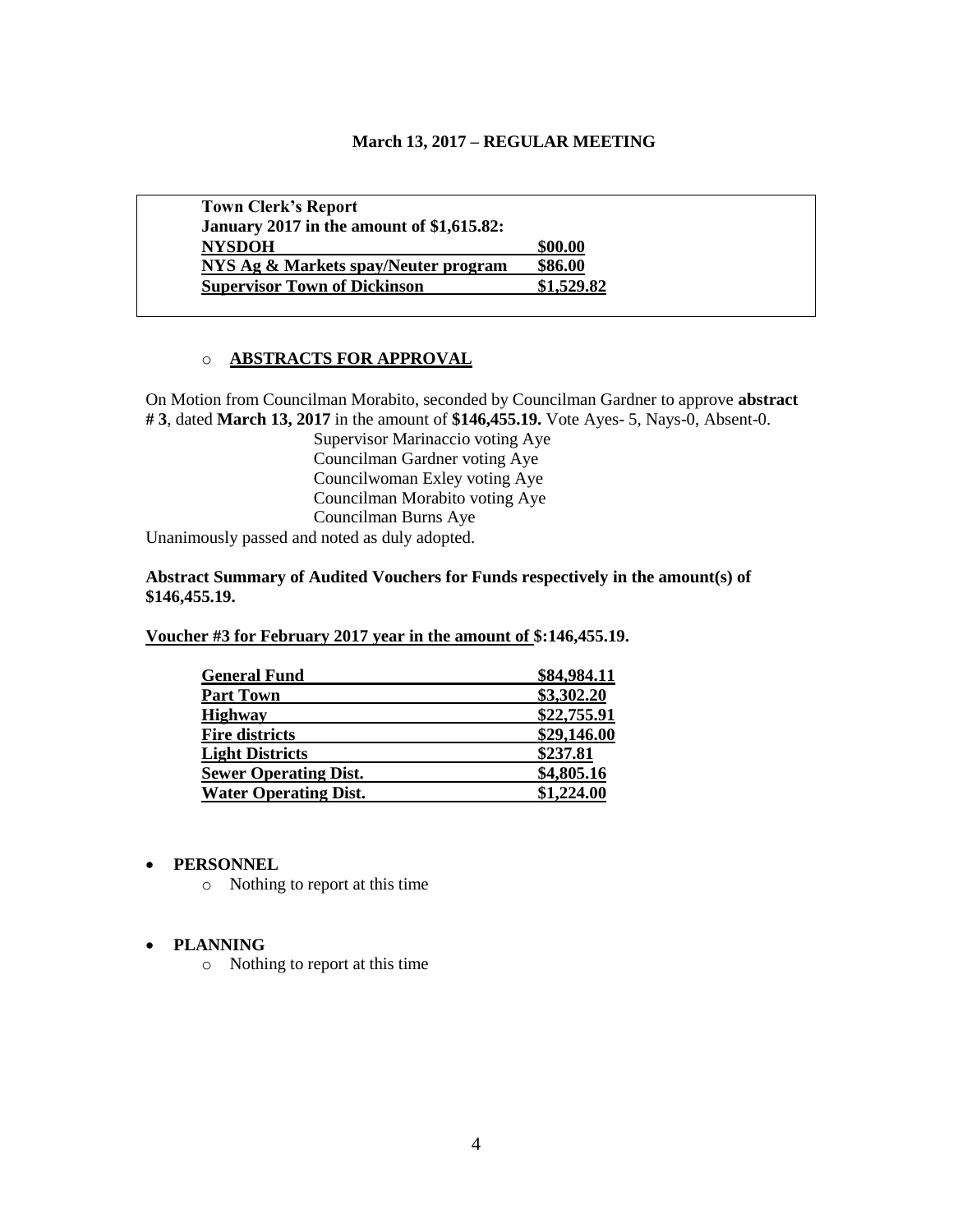**March 13, 2017 – REGULAR MEETING**

| **Town Clerk's Report** | |
|---|---|
| **January 2017 in the amount of $1,615.82:** | |
| **NYSDOH** | **$00.00** |
| **NYS Ag & Markets spay/Neuter program** | **$86.00** |
| **Supervisor Town of Dickinson** | **$1,529.82** |

- **ABSTRACTS FOR APPROVAL**

On Motion from Councilman Morabito, seconded by Councilman Gardner to approve **abstract # 3**, dated **March 13, 2017** in the amount of **$146,455.19.** Vote Ayes- 5, Nays-0, Absent-0.

Supervisor Marinaccio voting Aye
Councilman Gardner voting Aye
Councilwoman Exley voting Aye
Councilman Morabito voting Aye
Councilman Burns Aye

Unanimously passed and noted as duly adopted.

**Abstract Summary of Audited Vouchers for Funds respectively in the amount(s) of $146,455.19.**

**Voucher #3 for February 2017 year in the amount of $:146,455.19.**

| **General Fund** | **$84,984.11** |
|---|---|
| **Part Town** | **$3,302.20** |
| **Highway** | **$22,755.91** |
| **Fire districts** | **$29,146.00** |
| **Light Districts** | **$237.81** |
| **Sewer Operating Dist.** | **$4,805.16** |
| **Water Operating Dist.** | **$1,224.00** |

- **PERSONNEL**
  - Nothing to report at this time

- **PLANNING**
  - Nothing to report at this time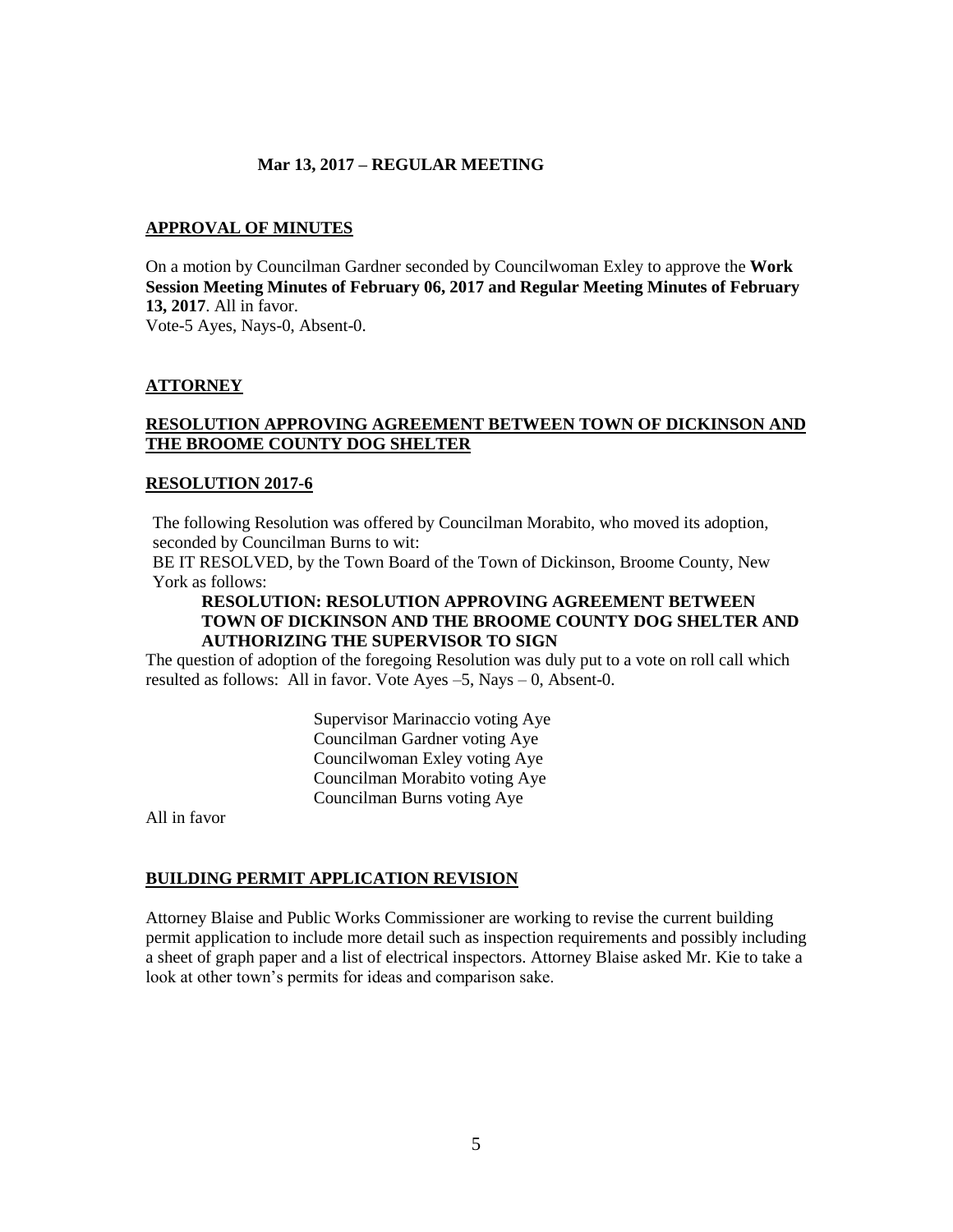**Mar 13, 2017 – REGULAR MEETING**

**APPROVAL OF MINUTES**

On a motion by Councilman Gardner seconded by Councilwoman Exley to approve the **Work Session Meeting Minutes of February 06, 2017 and Regular Meeting Minutes of February 13, 2017**. All in favor.
Vote-5 Ayes, Nays-0, Absent-0.

**ATTORNEY**

**RESOLUTION APPROVING AGREEMENT BETWEEN TOWN OF DICKINSON AND THE BROOME COUNTY DOG SHELTER**

**RESOLUTION 2017-6**

The following Resolution was offered by Councilman Morabito, who moved its adoption, seconded by Councilman Burns to wit:
BE IT RESOLVED, by the Town Board of the Town of Dickinson, Broome County, New York as follows:

**RESOLUTION: RESOLUTION APPROVING AGREEMENT BETWEEN TOWN OF DICKINSON AND THE BROOME COUNTY DOG SHELTER AND AUTHORIZING THE SUPERVISOR TO SIGN**

The question of adoption of the foregoing Resolution was duly put to a vote on roll call which resulted as follows: All in favor. Vote Ayes –5, Nays – 0, Absent-0.

Supervisor Marinaccio voting Aye
Councilman Gardner voting Aye
Councilwoman Exley voting Aye
Councilman Morabito voting Aye
Councilman Burns voting Aye

All in favor

**BUILDING PERMIT APPLICATION REVISION**

Attorney Blaise and Public Works Commissioner are working to revise the current building permit application to include more detail such as inspection requirements and possibly including a sheet of graph paper and a list of electrical inspectors. Attorney Blaise asked Mr. Kie to take a look at other town's permits for ideas and comparison sake.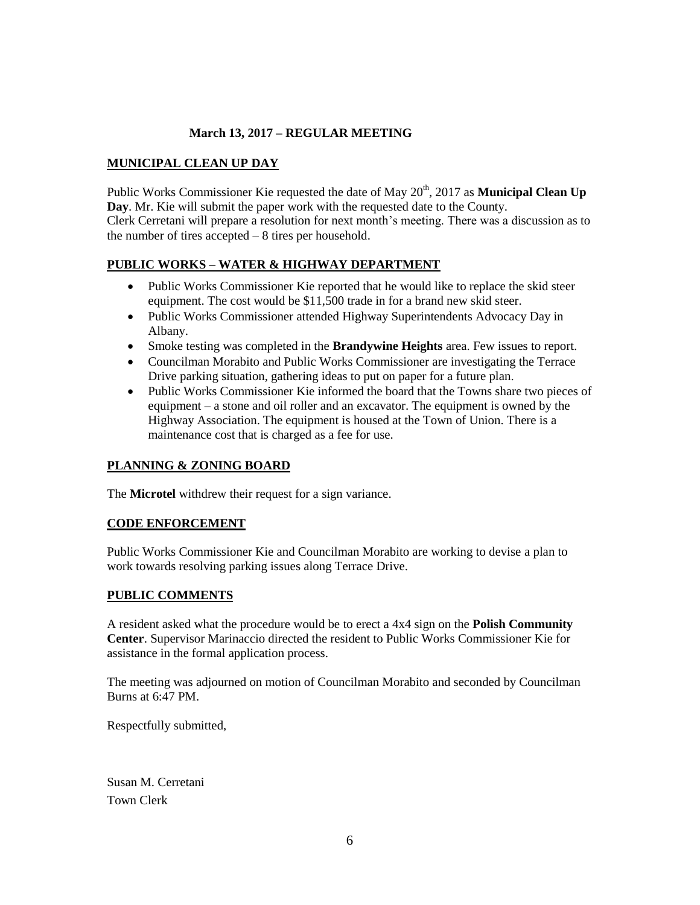**March 13, 2017 – REGULAR MEETING**

**MUNICIPAL CLEAN UP DAY**

Public Works Commissioner Kie requested the date of May 20th, 2017 as **Municipal Clean Up Day**. Mr. Kie will submit the paper work with the requested date to the County.
Clerk Cerretani will prepare a resolution for next month's meeting. There was a discussion as to the number of tires accepted – 8 tires per household.

**PUBLIC WORKS – WATER & HIGHWAY DEPARTMENT**

- Public Works Commissioner Kie reported that he would like to replace the skid steer equipment. The cost would be $11,500 trade in for a brand new skid steer.
- Public Works Commissioner attended Highway Superintendents Advocacy Day in Albany.
- Smoke testing was completed in the **Brandywine Heights** area. Few issues to report.
- Councilman Morabito and Public Works Commissioner are investigating the Terrace Drive parking situation, gathering ideas to put on paper for a future plan.
- Public Works Commissioner Kie informed the board that the Towns share two pieces of equipment – a stone and oil roller and an excavator. The equipment is owned by the Highway Association. The equipment is housed at the Town of Union. There is a maintenance cost that is charged as a fee for use.

**PLANNING & ZONING BOARD**

The **Microtel** withdrew their request for a sign variance.

**CODE ENFORCEMENT**

Public Works Commissioner Kie and Councilman Morabito are working to devise a plan to work towards resolving parking issues along Terrace Drive.

**PUBLIC COMMENTS**

A resident asked what the procedure would be to erect a 4x4 sign on the **Polish Community Center**. Supervisor Marinaccio directed the resident to Public Works Commissioner Kie for assistance in the formal application process.

The meeting was adjourned on motion of Councilman Morabito and seconded by Councilman Burns at 6:47 PM.

Respectfully submitted,

Susan M. Cerretani
Town Clerk